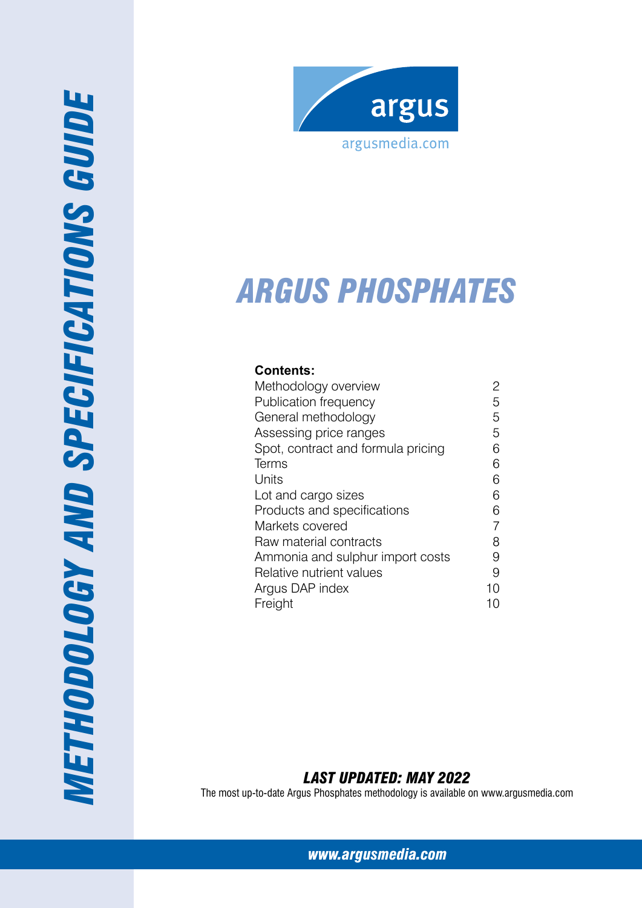# METHODOLOGY AND SPECIFICATIONS GUIDE

argus

argusmedia.com

# ARGUS PHOSPHATES

**Contents:**

| | |
|---|---|
| Methodology overview | 2 |
| Publication frequency | 5 |
| General methodology | 5 |
| Assessing price ranges | 5 |
| Spot, contract and formula pricing | 6 |
| Terms | 6 |
| Units | 6 |
| Lot and cargo sizes | 6 |
| Products and specifications | 6 |
| Markets covered | 7 |
| Raw material contracts | 8 |
| Ammonia and sulphur import costs | 9 |
| Relative nutrient values | 9 |
| Argus DAP index | 10 |
| Freight | 10 |

***LAST UPDATED: MAY 2022***

The most up-to-date Argus Phosphates methodology is available on www.argusmedia.com

***www.argusmedia.com***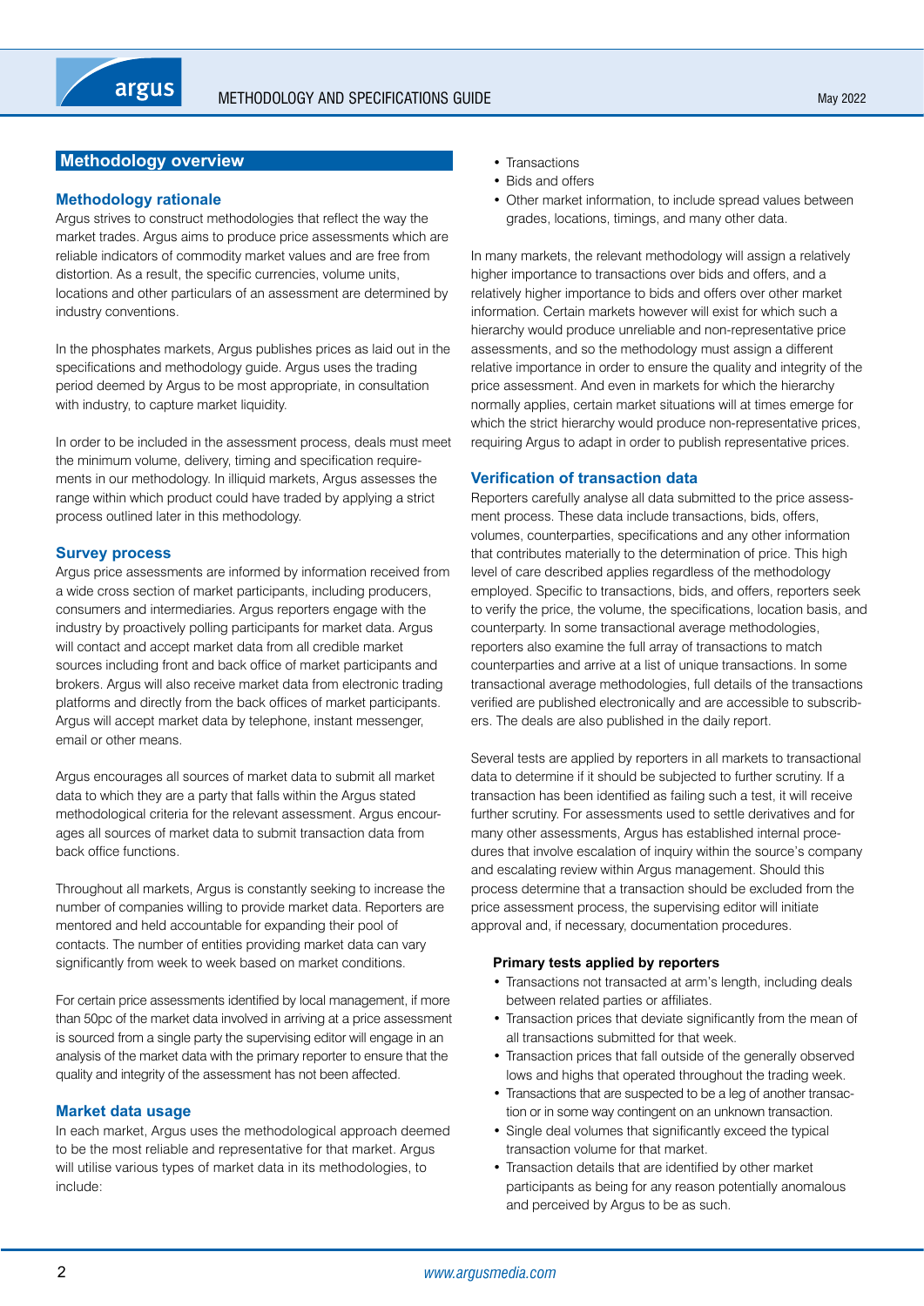## Methodology overview

### Methodology rationale

Argus strives to construct methodologies that reflect the way the market trades. Argus aims to produce price assessments which are reliable indicators of commodity market values and are free from distortion. As a result, the specific currencies, volume units, locations and other particulars of an assessment are determined by industry conventions.

In the phosphates markets, Argus publishes prices as laid out in the specifications and methodology guide. Argus uses the trading period deemed by Argus to be most appropriate, in consultation with industry, to capture market liquidity.

In order to be included in the assessment process, deals must meet the minimum volume, delivery, timing and specification requirements in our methodology. In illiquid markets, Argus assesses the range within which product could have traded by applying a strict process outlined later in this methodology.

### Survey process

Argus price assessments are informed by information received from a wide cross section of market participants, including producers, consumers and intermediaries. Argus reporters engage with the industry by proactively polling participants for market data. Argus will contact and accept market data from all credible market sources including front and back office of market participants and brokers. Argus will also receive market data from electronic trading platforms and directly from the back offices of market participants. Argus will accept market data by telephone, instant messenger, email or other means.

Argus encourages all sources of market data to submit all market data to which they are a party that falls within the Argus stated methodological criteria for the relevant assessment. Argus encourages all sources of market data to submit transaction data from back office functions.

Throughout all markets, Argus is constantly seeking to increase the number of companies willing to provide market data. Reporters are mentored and held accountable for expanding their pool of contacts. The number of entities providing market data can vary significantly from week to week based on market conditions.

For certain price assessments identified by local management, if more than 50pc of the market data involved in arriving at a price assessment is sourced from a single party the supervising editor will engage in an analysis of the market data with the primary reporter to ensure that the quality and integrity of the assessment has not been affected.

### Market data usage

In each market, Argus uses the methodological approach deemed to be the most reliable and representative for that market. Argus will utilise various types of market data in its methodologies, to include:

- Transactions
- Bids and offers
- Other market information, to include spread values between grades, locations, timings, and many other data.

In many markets, the relevant methodology will assign a relatively higher importance to transactions over bids and offers, and a relatively higher importance to bids and offers over other market information. Certain markets however will exist for which such a hierarchy would produce unreliable and non-representative price assessments, and so the methodology must assign a different relative importance in order to ensure the quality and integrity of the price assessment. And even in markets for which the hierarchy normally applies, certain market situations will at times emerge for which the strict hierarchy would produce non-representative prices, requiring Argus to adapt in order to publish representative prices.

### Verification of transaction data

Reporters carefully analyse all data submitted to the price assessment process. These data include transactions, bids, offers, volumes, counterparties, specifications and any other information that contributes materially to the determination of price. This high level of care described applies regardless of the methodology employed. Specific to transactions, bids, and offers, reporters seek to verify the price, the volume, the specifications, location basis, and counterparty. In some transactional average methodologies, reporters also examine the full array of transactions to match counterparties and arrive at a list of unique transactions. In some transactional average methodologies, full details of the transactions verified are published electronically and are accessible to subscribers. The deals are also published in the daily report.

Several tests are applied by reporters in all markets to transactional data to determine if it should be subjected to further scrutiny. If a transaction has been identified as failing such a test, it will receive further scrutiny. For assessments used to settle derivatives and for many other assessments, Argus has established internal procedures that involve escalation of inquiry within the source's company and escalating review within Argus management. Should this process determine that a transaction should be excluded from the price assessment process, the supervising editor will initiate approval and, if necessary, documentation procedures.

**Primary tests applied by reporters**

- Transactions not transacted at arm's length, including deals between related parties or affiliates.
- Transaction prices that deviate significantly from the mean of all transactions submitted for that week.
- Transaction prices that fall outside of the generally observed lows and highs that operated throughout the trading week.
- Transactions that are suspected to be a leg of another transaction or in some way contingent on an unknown transaction.
- Single deal volumes that significantly exceed the typical transaction volume for that market.
- Transaction details that are identified by other market participants as being for any reason potentially anomalous and perceived by Argus to be as such.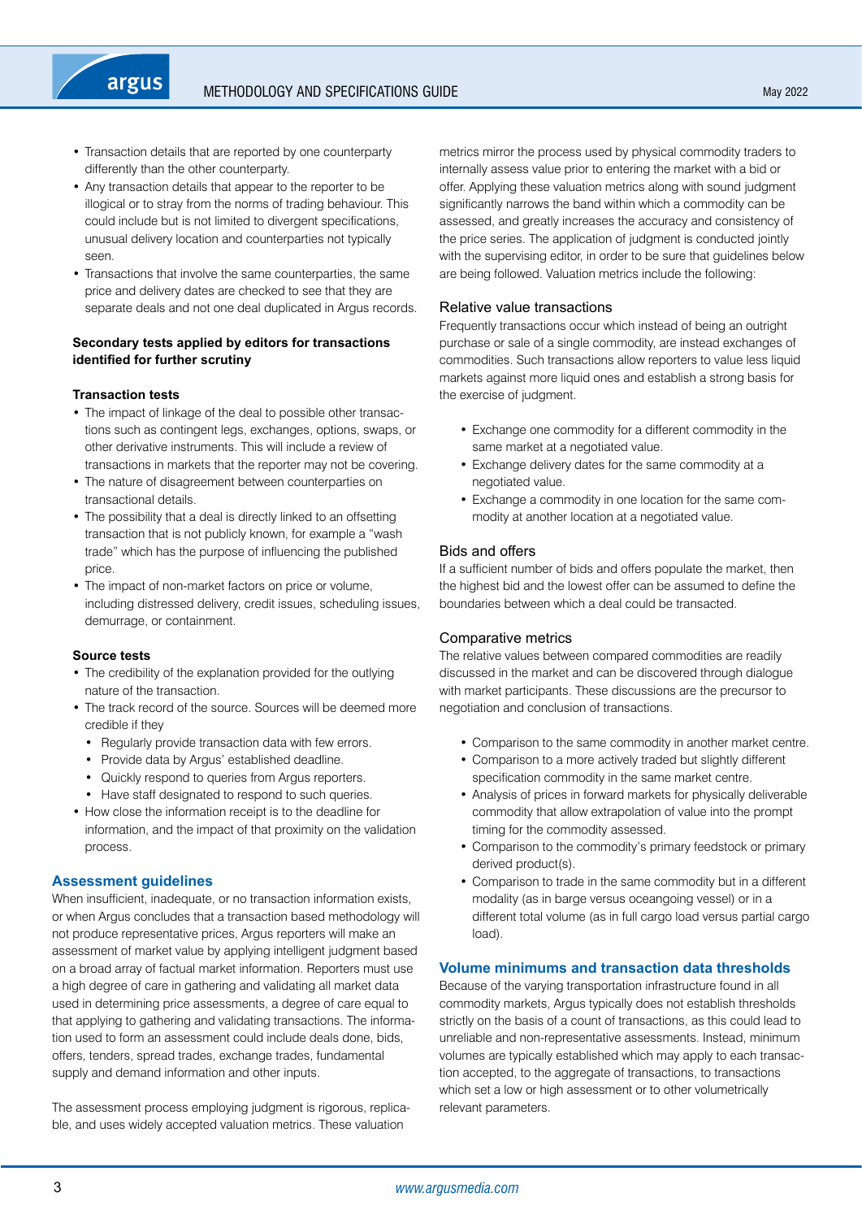- Transaction details that are reported by one counterparty differently than the other counterparty.
- Any transaction details that appear to the reporter to be illogical or to stray from the norms of trading behaviour. This could include but is not limited to divergent specifications, unusual delivery location and counterparties not typically seen.
- Transactions that involve the same counterparties, the same price and delivery dates are checked to see that they are separate deals and not one deal duplicated in Argus records.

**Secondary tests applied by editors for transactions identified for further scrutiny**

**Transaction tests**

- The impact of linkage of the deal to possible other transactions such as contingent legs, exchanges, options, swaps, or other derivative instruments. This will include a review of transactions in markets that the reporter may not be covering.
- The nature of disagreement between counterparties on transactional details.
- The possibility that a deal is directly linked to an offsetting transaction that is not publicly known, for example a "wash trade" which has the purpose of influencing the published price.
- The impact of non-market factors on price or volume, including distressed delivery, credit issues, scheduling issues, demurrage, or containment.

**Source tests**

- The credibility of the explanation provided for the outlying nature of the transaction.
- The track record of the source. Sources will be deemed more credible if they
  - Regularly provide transaction data with few errors.
  - Provide data by Argus' established deadline.
  - Quickly respond to queries from Argus reporters.
  - Have staff designated to respond to such queries.
- How close the information receipt is to the deadline for information, and the impact of that proximity on the validation process.

## Assessment guidelines

When insufficient, inadequate, or no transaction information exists, or when Argus concludes that a transaction based methodology will not produce representative prices, Argus reporters will make an assessment of market value by applying intelligent judgment based on a broad array of factual market information. Reporters must use a high degree of care in gathering and validating all market data used in determining price assessments, a degree of care equal to that applying to gathering and validating transactions. The information used to form an assessment could include deals done, bids, offers, tenders, spread trades, exchange trades, fundamental supply and demand information and other inputs.

The assessment process employing judgment is rigorous, replicable, and uses widely accepted valuation metrics. These valuation metrics mirror the process used by physical commodity traders to internally assess value prior to entering the market with a bid or offer. Applying these valuation metrics along with sound judgment significantly narrows the band within which a commodity can be assessed, and greatly increases the accuracy and consistency of the price series. The application of judgment is conducted jointly with the supervising editor, in order to be sure that guidelines below are being followed. Valuation metrics include the following:

### Relative value transactions

Frequently transactions occur which instead of being an outright purchase or sale of a single commodity, are instead exchanges of commodities. Such transactions allow reporters to value less liquid markets against more liquid ones and establish a strong basis for the exercise of judgment.

- Exchange one commodity for a different commodity in the same market at a negotiated value.
- Exchange delivery dates for the same commodity at a negotiated value.
- Exchange a commodity in one location for the same commodity at another location at a negotiated value.

### Bids and offers

If a sufficient number of bids and offers populate the market, then the highest bid and the lowest offer can be assumed to define the boundaries between which a deal could be transacted.

### Comparative metrics

The relative values between compared commodities are readily discussed in the market and can be discovered through dialogue with market participants. These discussions are the precursor to negotiation and conclusion of transactions.

- Comparison to the same commodity in another market centre.
- Comparison to a more actively traded but slightly different specification commodity in the same market centre.
- Analysis of prices in forward markets for physically deliverable commodity that allow extrapolation of value into the prompt timing for the commodity assessed.
- Comparison to the commodity's primary feedstock or primary derived product(s).
- Comparison to trade in the same commodity but in a different modality (as in barge versus oceangoing vessel) or in a different total volume (as in full cargo load versus partial cargo load).

## Volume minimums and transaction data thresholds

Because of the varying transportation infrastructure found in all commodity markets, Argus typically does not establish thresholds strictly on the basis of a count of transactions, as this could lead to unreliable and non-representative assessments. Instead, minimum volumes are typically established which may apply to each transaction accepted, to the aggregate of transactions, to transactions which set a low or high assessment or to other volumetrically relevant parameters.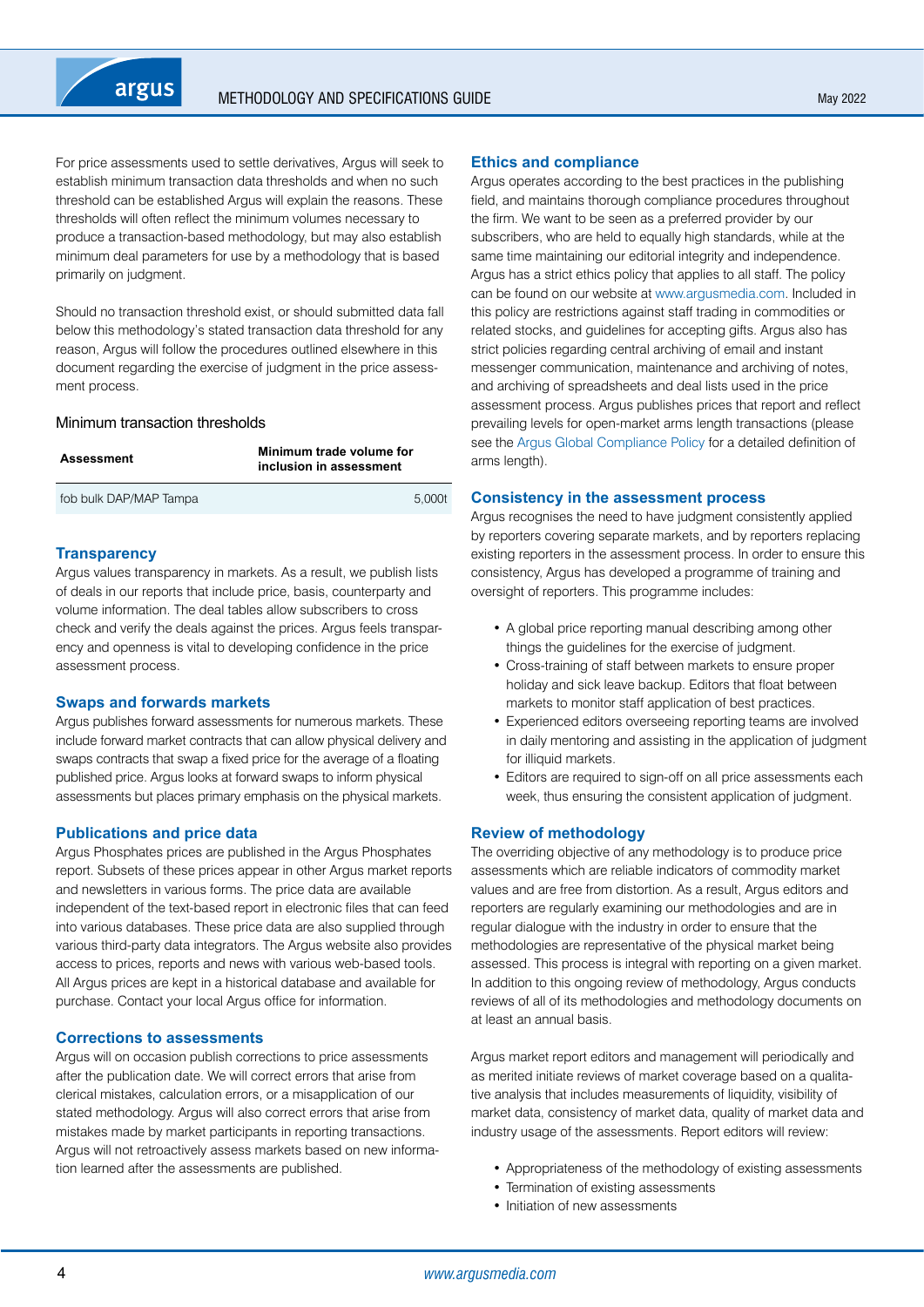For price assessments used to settle derivatives, Argus will seek to establish minimum transaction data thresholds and when no such threshold can be established Argus will explain the reasons. These thresholds will often reflect the minimum volumes necessary to produce a transaction-based methodology, but may also establish minimum deal parameters for use by a methodology that is based primarily on judgment.

Should no transaction threshold exist, or should submitted data fall below this methodology's stated transaction data threshold for any reason, Argus will follow the procedures outlined elsewhere in this document regarding the exercise of judgment in the price assessment process.

### Minimum transaction thresholds

| Assessment | Minimum trade volume for inclusion in assessment |
|---|---|
| fob bulk DAP/MAP Tampa | 5,000t |

## Transparency

Argus values transparency in markets. As a result, we publish lists of deals in our reports that include price, basis, counterparty and volume information. The deal tables allow subscribers to cross check and verify the deals against the prices. Argus feels transparency and openness is vital to developing confidence in the price assessment process.

## Swaps and forwards markets

Argus publishes forward assessments for numerous markets. These include forward market contracts that can allow physical delivery and swaps contracts that swap a fixed price for the average of a floating published price. Argus looks at forward swaps to inform physical assessments but places primary emphasis on the physical markets.

## Publications and price data

Argus Phosphates prices are published in the Argus Phosphates report. Subsets of these prices appear in other Argus market reports and newsletters in various forms. The price data are available independent of the text-based report in electronic files that can feed into various databases. These price data are also supplied through various third-party data integrators. The Argus website also provides access to prices, reports and news with various web-based tools. All Argus prices are kept in a historical database and available for purchase. Contact your local Argus office for information.

## Corrections to assessments

Argus will on occasion publish corrections to price assessments after the publication date. We will correct errors that arise from clerical mistakes, calculation errors, or a misapplication of our stated methodology. Argus will also correct errors that arise from mistakes made by market participants in reporting transactions. Argus will not retroactively assess markets based on new information learned after the assessments are published.

## Ethics and compliance

Argus operates according to the best practices in the publishing field, and maintains thorough compliance procedures throughout the firm. We want to be seen as a preferred provider by our subscribers, who are held to equally high standards, while at the same time maintaining our editorial integrity and independence. Argus has a strict ethics policy that applies to all staff. The policy can be found on our website at www.argusmedia.com. Included in this policy are restrictions against staff trading in commodities or related stocks, and guidelines for accepting gifts. Argus also has strict policies regarding central archiving of email and instant messenger communication, maintenance and archiving of notes, and archiving of spreadsheets and deal lists used in the price assessment process. Argus publishes prices that report and reflect prevailing levels for open-market arms length transactions (please see the Argus Global Compliance Policy for a detailed definition of arms length).

## Consistency in the assessment process

Argus recognises the need to have judgment consistently applied by reporters covering separate markets, and by reporters replacing existing reporters in the assessment process. In order to ensure this consistency, Argus has developed a programme of training and oversight of reporters. This programme includes:

- A global price reporting manual describing among other things the guidelines for the exercise of judgment.
- Cross-training of staff between markets to ensure proper holiday and sick leave backup. Editors that float between markets to monitor staff application of best practices.
- Experienced editors overseeing reporting teams are involved in daily mentoring and assisting in the application of judgment for illiquid markets.
- Editors are required to sign-off on all price assessments each week, thus ensuring the consistent application of judgment.

## Review of methodology

The overriding objective of any methodology is to produce price assessments which are reliable indicators of commodity market values and are free from distortion. As a result, Argus editors and reporters are regularly examining our methodologies and are in regular dialogue with the industry in order to ensure that the methodologies are representative of the physical market being assessed. This process is integral with reporting on a given market. In addition to this ongoing review of methodology, Argus conducts reviews of all of its methodologies and methodology documents on at least an annual basis.

Argus market report editors and management will periodically and as merited initiate reviews of market coverage based on a qualitative analysis that includes measurements of liquidity, visibility of market data, consistency of market data, quality of market data and industry usage of the assessments. Report editors will review:

- Appropriateness of the methodology of existing assessments
- Termination of existing assessments
- Initiation of new assessments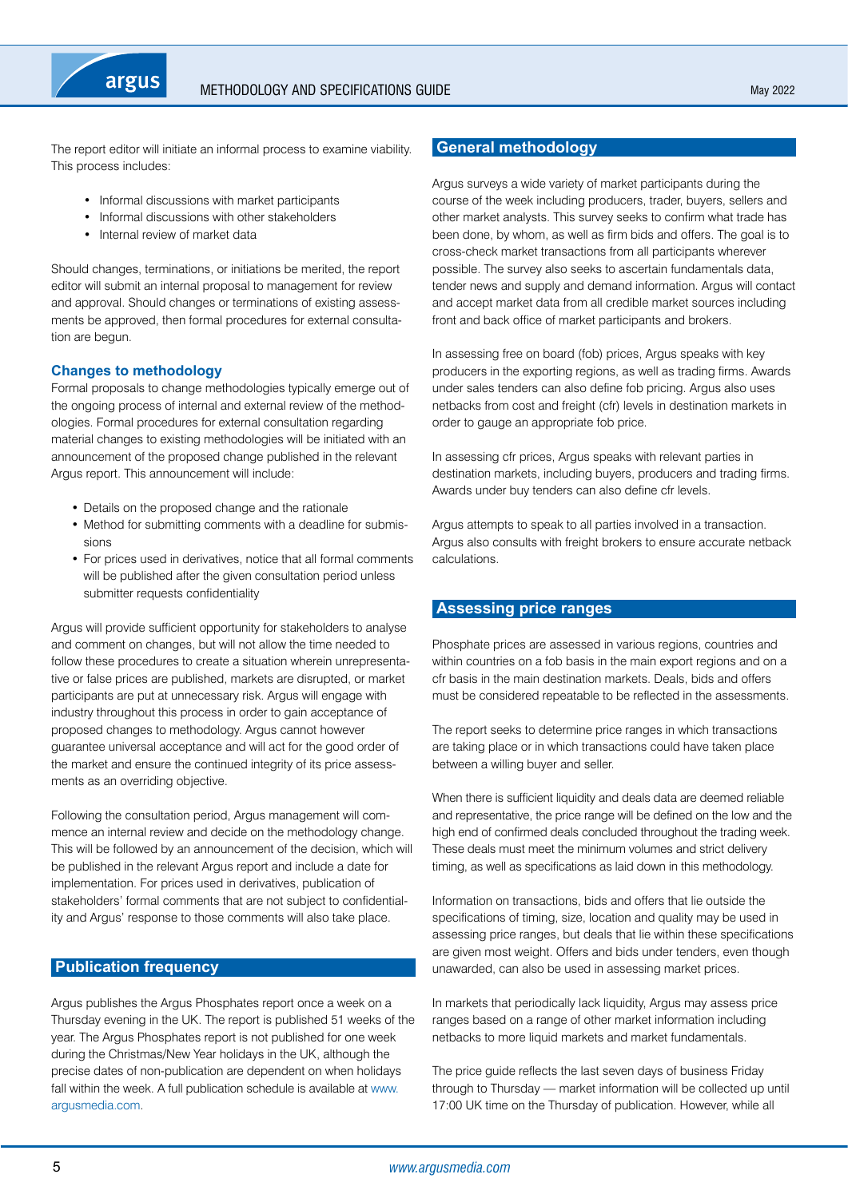The report editor will initiate an informal process to examine viability. This process includes:

- Informal discussions with market participants
- Informal discussions with other stakeholders
- Internal review of market data

Should changes, terminations, or initiations be merited, the report editor will submit an internal proposal to management for review and approval. Should changes or terminations of existing assessments be approved, then formal procedures for external consultation are begun.

### Changes to methodology

Formal proposals to change methodologies typically emerge out of the ongoing process of internal and external review of the methodologies. Formal procedures for external consultation regarding material changes to existing methodologies will be initiated with an announcement of the proposed change published in the relevant Argus report. This announcement will include:

- Details on the proposed change and the rationale
- Method for submitting comments with a deadline for submissions
- For prices used in derivatives, notice that all formal comments will be published after the given consultation period unless submitter requests confidentiality

Argus will provide sufficient opportunity for stakeholders to analyse and comment on changes, but will not allow the time needed to follow these procedures to create a situation wherein unrepresentative or false prices are published, markets are disrupted, or market participants are put at unnecessary risk. Argus will engage with industry throughout this process in order to gain acceptance of proposed changes to methodology. Argus cannot however guarantee universal acceptance and will act for the good order of the market and ensure the continued integrity of its price assessments as an overriding objective.

Following the consultation period, Argus management will commence an internal review and decide on the methodology change. This will be followed by an announcement of the decision, which will be published in the relevant Argus report and include a date for implementation. For prices used in derivatives, publication of stakeholders' formal comments that are not subject to confidentiality and Argus' response to those comments will also take place.

## Publication frequency

Argus publishes the Argus Phosphates report once a week on a Thursday evening in the UK. The report is published 51 weeks of the year. The Argus Phosphates report is not published for one week during the Christmas/New Year holidays in the UK, although the precise dates of non-publication are dependent on when holidays fall within the week. A full publication schedule is available at www.argusmedia.com.

## General methodology

Argus surveys a wide variety of market participants during the course of the week including producers, trader, buyers, sellers and other market analysts. This survey seeks to confirm what trade has been done, by whom, as well as firm bids and offers. The goal is to cross-check market transactions from all participants wherever possible. The survey also seeks to ascertain fundamentals data, tender news and supply and demand information. Argus will contact and accept market data from all credible market sources including front and back office of market participants and brokers.

In assessing free on board (fob) prices, Argus speaks with key producers in the exporting regions, as well as trading firms. Awards under sales tenders can also define fob pricing. Argus also uses netbacks from cost and freight (cfr) levels in destination markets in order to gauge an appropriate fob price.

In assessing cfr prices, Argus speaks with relevant parties in destination markets, including buyers, producers and trading firms. Awards under buy tenders can also define cfr levels.

Argus attempts to speak to all parties involved in a transaction. Argus also consults with freight brokers to ensure accurate netback calculations.

## Assessing price ranges

Phosphate prices are assessed in various regions, countries and within countries on a fob basis in the main export regions and on a cfr basis in the main destination markets. Deals, bids and offers must be considered repeatable to be reflected in the assessments.

The report seeks to determine price ranges in which transactions are taking place or in which transactions could have taken place between a willing buyer and seller.

When there is sufficient liquidity and deals data are deemed reliable and representative, the price range will be defined on the low and the high end of confirmed deals concluded throughout the trading week. These deals must meet the minimum volumes and strict delivery timing, as well as specifications as laid down in this methodology.

Information on transactions, bids and offers that lie outside the specifications of timing, size, location and quality may be used in assessing price ranges, but deals that lie within these specifications are given most weight. Offers and bids under tenders, even though unawarded, can also be used in assessing market prices.

In markets that periodically lack liquidity, Argus may assess price ranges based on a range of other market information including netbacks to more liquid markets and market fundamentals.

The price guide reflects the last seven days of business Friday through to Thursday — market information will be collected up until 17:00 UK time on the Thursday of publication. However, while all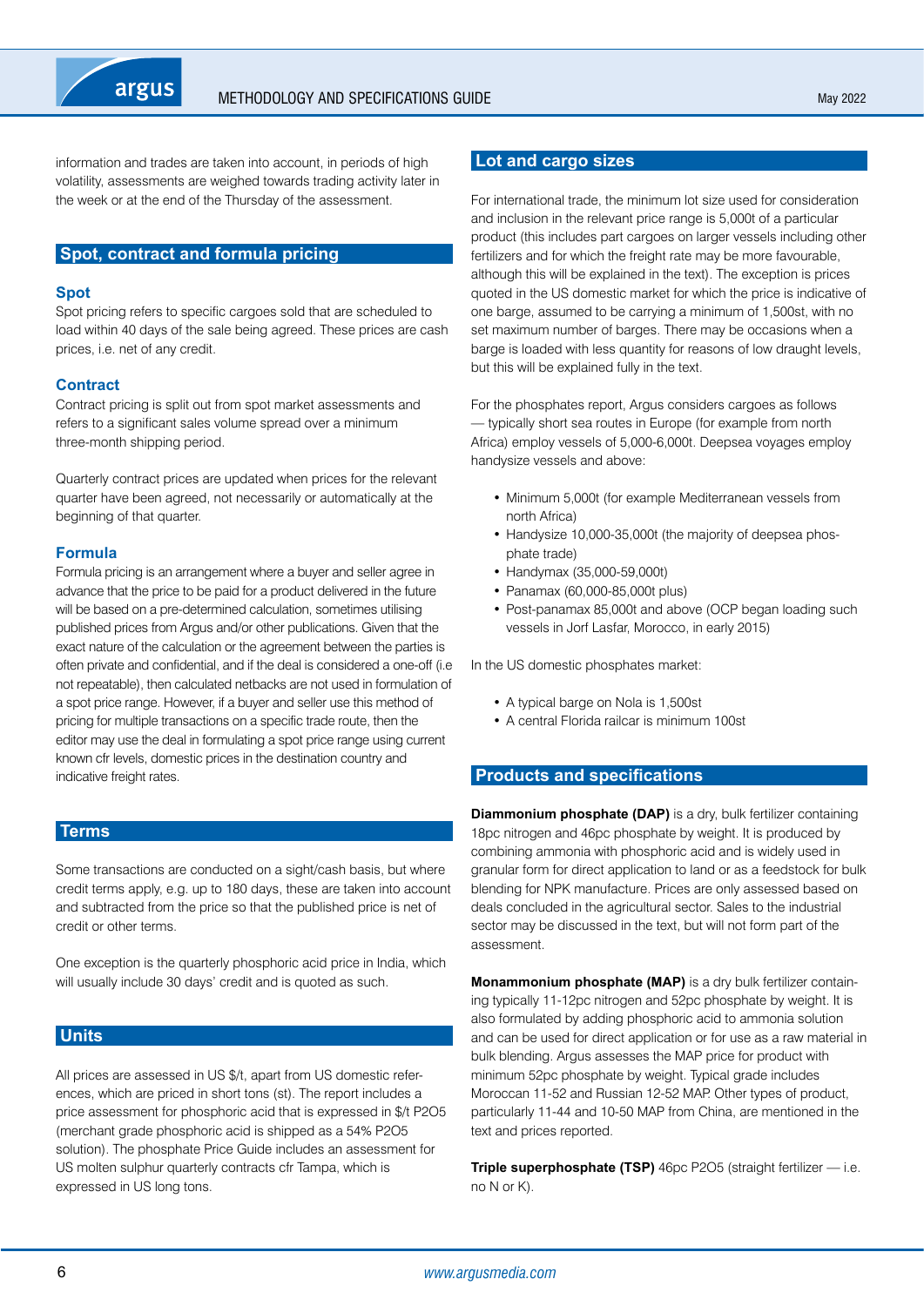information and trades are taken into account, in periods of high volatility, assessments are weighed towards trading activity later in the week or at the end of the Thursday of the assessment.

## Spot, contract and formula pricing

### Spot

Spot pricing refers to specific cargoes sold that are scheduled to load within 40 days of the sale being agreed. These prices are cash prices, i.e. net of any credit.

### Contract

Contract pricing is split out from spot market assessments and refers to a significant sales volume spread over a minimum three-month shipping period.

Quarterly contract prices are updated when prices for the relevant quarter have been agreed, not necessarily or automatically at the beginning of that quarter.

### Formula

Formula pricing is an arrangement where a buyer and seller agree in advance that the price to be paid for a product delivered in the future will be based on a pre-determined calculation, sometimes utilising published prices from Argus and/or other publications. Given that the exact nature of the calculation or the agreement between the parties is often private and confidential, and if the deal is considered a one-off (i.e not repeatable), then calculated netbacks are not used in formulation of a spot price range. However, if a buyer and seller use this method of pricing for multiple transactions on a specific trade route, then the editor may use the deal in formulating a spot price range using current known cfr levels, domestic prices in the destination country and indicative freight rates.

## Terms

Some transactions are conducted on a sight/cash basis, but where credit terms apply, e.g. up to 180 days, these are taken into account and subtracted from the price so that the published price is net of credit or other terms.

One exception is the quarterly phosphoric acid price in India, which will usually include 30 days' credit and is quoted as such.

## Units

All prices are assessed in US $/t, apart from US domestic references, which are priced in short tons (st). The report includes a price assessment for phosphoric acid that is expressed in $/t P2O5 (merchant grade phosphoric acid is shipped as a 54% P2O5 solution). The phosphate Price Guide includes an assessment for US molten sulphur quarterly contracts cfr Tampa, which is expressed in US long tons.

## Lot and cargo sizes

For international trade, the minimum lot size used for consideration and inclusion in the relevant price range is 5,000t of a particular product (this includes part cargoes on larger vessels including other fertilizers and for which the freight rate may be more favourable, although this will be explained in the text). The exception is prices quoted in the US domestic market for which the price is indicative of one barge, assumed to be carrying a minimum of 1,500st, with no set maximum number of barges. There may be occasions when a barge is loaded with less quantity for reasons of low draught levels, but this will be explained fully in the text.

For the phosphates report, Argus considers cargoes as follows — typically short sea routes in Europe (for example from north Africa) employ vessels of 5,000-6,000t. Deepsea voyages employ handysize vessels and above:

- Minimum 5,000t (for example Mediterranean vessels from north Africa)
- Handysize 10,000-35,000t (the majority of deepsea phosphate trade)
- Handymax (35,000-59,000t)
- Panamax (60,000-85,000t plus)
- Post-panamax 85,000t and above (OCP began loading such vessels in Jorf Lasfar, Morocco, in early 2015)

In the US domestic phosphates market:

- A typical barge on Nola is 1,500st
- A central Florida railcar is minimum 100st

## Products and specifications

**Diammonium phosphate (DAP)** is a dry, bulk fertilizer containing 18pc nitrogen and 46pc phosphate by weight. It is produced by combining ammonia with phosphoric acid and is widely used in granular form for direct application to land or as a feedstock for bulk blending for NPK manufacture. Prices are only assessed based on deals concluded in the agricultural sector. Sales to the industrial sector may be discussed in the text, but will not form part of the assessment.

**Monammonium phosphate (MAP)** is a dry bulk fertilizer containing typically 11-12pc nitrogen and 52pc phosphate by weight. It is also formulated by adding phosphoric acid to ammonia solution and can be used for direct application or for use as a raw material in bulk blending. Argus assesses the MAP price for product with minimum 52pc phosphate by weight. Typical grade includes Moroccan 11-52 and Russian 12-52 MAP. Other types of product, particularly 11-44 and 10-50 MAP from China, are mentioned in the text and prices reported.

**Triple superphosphate (TSP)** 46pc P2O5 (straight fertilizer — i.e. no N or K).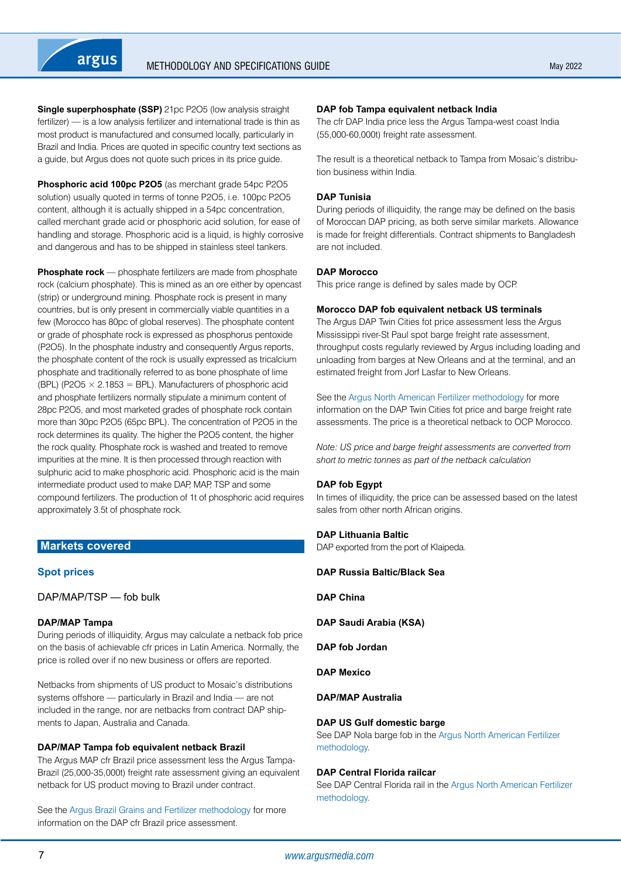**Single superphosphate (SSP)** 21pc $P_2O_5$ (low analysis straight fertilizer) — is a low analysis fertilizer and international trade is thin as most product is manufactured and consumed locally, particularly in Brazil and India. Prices are quoted in specific country text sections as a guide, but Argus does not quote such prices in its price guide.

**Phosphoric acid 100pc $P_2O_5$** (as merchant grade 54pc $P_2O_5$ solution) usually quoted in terms of tonne $P_2O_5$, i.e. 100pc $P_2O_5$ content, although it is actually shipped in a 54pc concentration, called merchant grade acid or phosphoric acid solution, for ease of handling and storage. Phosphoric acid is a liquid, is highly corrosive and dangerous and has to be shipped in stainless steel tankers.

**Phosphate rock** — phosphate fertilizers are made from phosphate rock (calcium phosphate). This is mined as an ore either by opencast (strip) or underground mining. Phosphate rock is present in many countries, but is only present in commercially viable quantities in a few (Morocco has 80pc of global reserves). The phosphate content or grade of phosphate rock is expressed as phosphorus pentoxide ($P_2O_5$). In the phosphate industry and consequently Argus reports, the phosphate content of the rock is usually expressed as tricalcium phosphate and traditionally referred to as bone phosphate of lime (BPL) ($P_2O_5 \times 2.1853 = BPL$). Manufacturers of phosphoric acid and phosphate fertilizers normally stipulate a minimum content of 28pc $P_2O_5$, and most marketed grades of phosphate rock contain more than 30pc $P_2O_5$ (65pc BPL). The concentration of $P_2O_5$ in the rock determines its quality. The higher the $P_2O_5$ content, the higher the rock quality. Phosphate rock is washed and treated to remove impurities at the mine. It is then processed through reaction with sulphuric acid to make phosphoric acid. Phosphoric acid is the main intermediate product used to make DAP, MAP, TSP and some compound fertilizers. The production of 1t of phosphoric acid requires approximately 3.5t of phosphate rock.

## Markets covered

### Spot prices

DAP/MAP/TSP — fob bulk

**DAP/MAP Tampa**
During periods of illiquidity, Argus may calculate a netback fob price on the basis of achievable cfr prices in Latin America. Normally, the price is rolled over if no new business or offers are reported.

Netbacks from shipments of US product to Mosaic's distributions systems offshore — particularly in Brazil and India — are not included in the range, nor are netbacks from contract DAP shipments to Japan, Australia and Canada.

**DAP/MAP Tampa fob equivalent netback Brazil**
The Argus MAP cfr Brazil price assessment less the Argus Tampa-Brazil (25,000-35,000t) freight rate assessment giving an equivalent netback for US product moving to Brazil under contract.

See the Argus Brazil Grains and Fertilizer methodology for more information on the DAP cfr Brazil price assessment.

**DAP fob Tampa equivalent netback India**
The cfr DAP India price less the Argus Tampa-west coast India (55,000-60,000t) freight rate assessment.

The result is a theoretical netback to Tampa from Mosaic's distribution business within India.

**DAP Tunisia**
During periods of illiquidity, the range may be defined on the basis of Moroccan DAP pricing, as both serve similar markets. Allowance is made for freight differentials. Contract shipments to Bangladesh are not included.

**DAP Morocco**
This price range is defined by sales made by OCP.

**Morocco DAP fob equivalent netback US terminals**
The Argus DAP Twin Cities fot price assessment less the Argus Mississippi river-St Paul spot barge freight rate assessment, throughput costs regularly reviewed by Argus including loading and unloading from barges at New Orleans and at the terminal, and an estimated freight from Jorf Lasfar to New Orleans.

See the Argus North American Fertilizer methodology for more information on the DAP Twin Cities fot price and barge freight rate assessments. The price is a theoretical netback to OCP Morocco.

*Note: US price and barge freight assessments are converted from short to metric tonnes as part of the netback calculation*

**DAP fob Egypt**
In times of illiquidity, the price can be assessed based on the latest sales from other north African origins.

**DAP Lithuania Baltic**
DAP exported from the port of Klaipeda.

**DAP Russia Baltic/Black Sea**

**DAP China**

**DAP Saudi Arabia (KSA)**

**DAP fob Jordan**

**DAP Mexico**

**DAP/MAP Australia**

**DAP US Gulf domestic barge**
See DAP Nola barge fob in the Argus North American Fertilizer methodology.

**DAP Central Florida railcar**
See DAP Central Florida rail in the Argus North American Fertilizer methodology.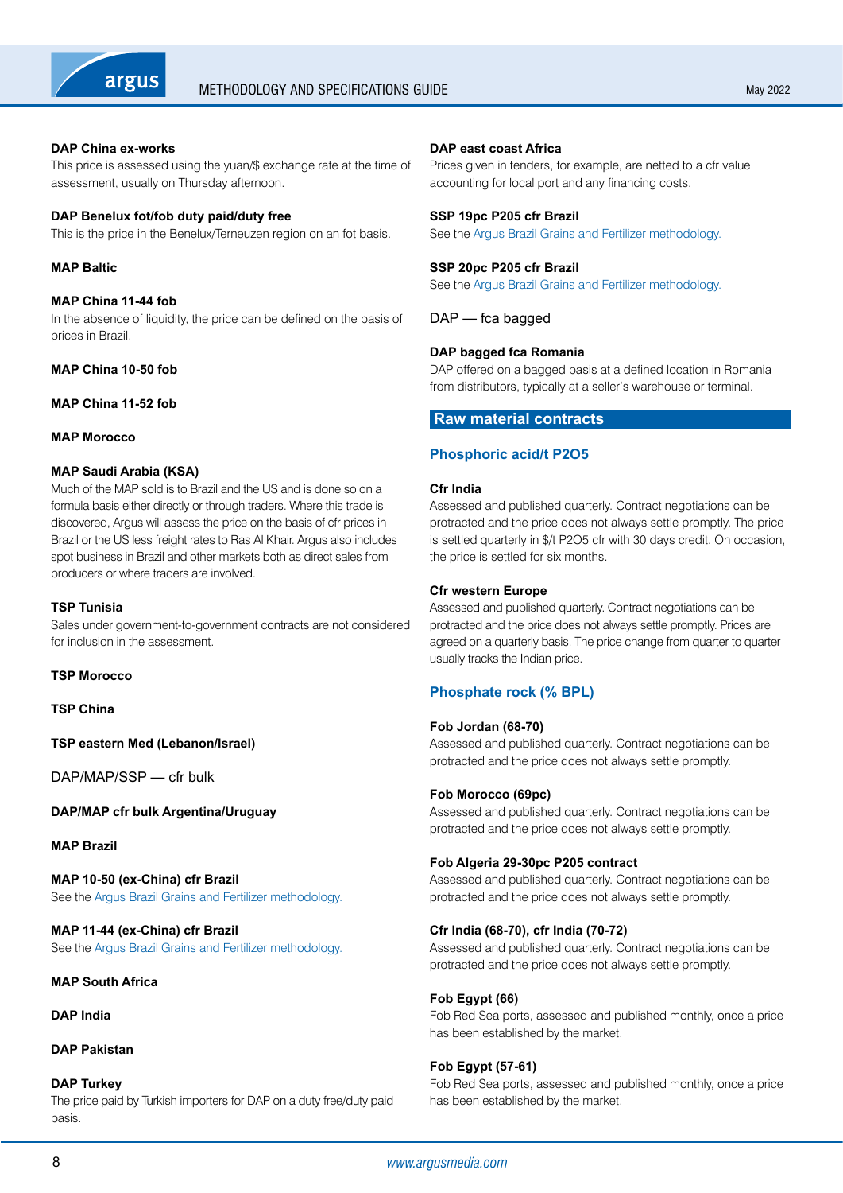**DAP China ex-works**

This price is assessed using the yuan/$ exchange rate at the time of assessment, usually on Thursday afternoon.

**DAP Benelux fot/fob duty paid/duty free**

This is the price in the Benelux/Terneuzen region on an fot basis.

**MAP Baltic**

**MAP China 11-44 fob**

In the absence of liquidity, the price can be defined on the basis of prices in Brazil.

**MAP China 10-50 fob**

**MAP China 11-52 fob**

**MAP Morocco**

**MAP Saudi Arabia (KSA)**

Much of the MAP sold is to Brazil and the US and is done so on a formula basis either directly or through traders. Where this trade is discovered, Argus will assess the price on the basis of cfr prices in Brazil or the US less freight rates to Ras Al Khair. Argus also includes spot business in Brazil and other markets both as direct sales from producers or where traders are involved.

**TSP Tunisia**

Sales under government-to-government contracts are not considered for inclusion in the assessment.

**TSP Morocco**

**TSP China**

**TSP eastern Med (Lebanon/Israel)**

### DAP/MAP/SSP — cfr bulk

**DAP/MAP cfr bulk Argentina/Uruguay**

**MAP Brazil**

**MAP 10-50 (ex-China) cfr Brazil**

See the Argus Brazil Grains and Fertilizer methodology.

**MAP 11-44 (ex-China) cfr Brazil**

See the Argus Brazil Grains and Fertilizer methodology.

**MAP South Africa**

**DAP India**

**DAP Pakistan**

**DAP Turkey**

The price paid by Turkish importers for DAP on a duty free/duty paid basis.

**DAP east coast Africa**

Prices given in tenders, for example, are netted to a cfr value accounting for local port and any financing costs.

**SSP 19pc P205 cfr Brazil**

See the Argus Brazil Grains and Fertilizer methodology.

**SSP 20pc P205 cfr Brazil**

See the Argus Brazil Grains and Fertilizer methodology.

### DAP — fca bagged

**DAP bagged fca Romania**

DAP offered on a bagged basis at a defined location in Romania from distributors, typically at a seller's warehouse or terminal.

## Raw material contracts

### Phosphoric acid/t P2O5

**Cfr India**

Assessed and published quarterly. Contract negotiations can be protracted and the price does not always settle promptly. The price is settled quarterly in \$/t P2O5 cfr with 30 days credit. On occasion, the price is settled for six months.

**Cfr western Europe**

Assessed and published quarterly. Contract negotiations can be protracted and the price does not always settle promptly. Prices are agreed on a quarterly basis. The price change from quarter to quarter usually tracks the Indian price.

### Phosphate rock (% BPL)

**Fob Jordan (68-70)**

Assessed and published quarterly. Contract negotiations can be protracted and the price does not always settle promptly.

**Fob Morocco (69pc)**

Assessed and published quarterly. Contract negotiations can be protracted and the price does not always settle promptly.

**Fob Algeria 29-30pc P205 contract**

Assessed and published quarterly. Contract negotiations can be protracted and the price does not always settle promptly.

**Cfr India (68-70), cfr India (70-72)**

Assessed and published quarterly. Contract negotiations can be protracted and the price does not always settle promptly.

**Fob Egypt (66)**

Fob Red Sea ports, assessed and published monthly, once a price has been established by the market.

**Fob Egypt (57-61)**

Fob Red Sea ports, assessed and published monthly, once a price has been established by the market.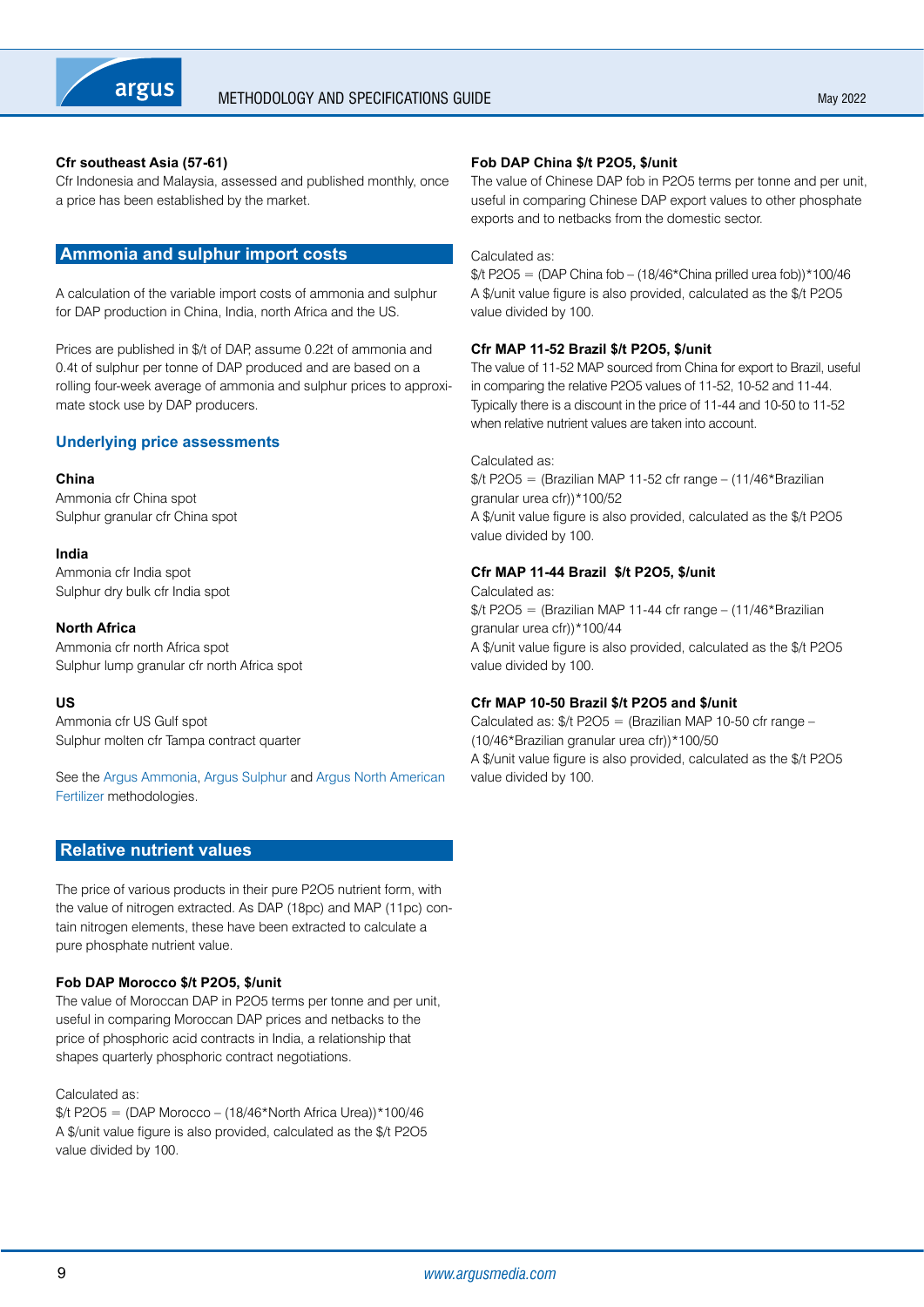**Cfr southeast Asia (57-61)**
Cfr Indonesia and Malaysia, assessed and published monthly, once a price has been established by the market.

## Ammonia and sulphur import costs

A calculation of the variable import costs of ammonia and sulphur for DAP production in China, India, north Africa and the US.

Prices are published in $/t of DAP, assume 0.22t of ammonia and 0.4t of sulphur per tonne of DAP produced and are based on a rolling four-week average of ammonia and sulphur prices to approximate stock use by DAP producers.

### Underlying price assessments

**China**
Ammonia cfr China spot
Sulphur granular cfr China spot

**India**
Ammonia cfr India spot
Sulphur dry bulk cfr India spot

**North Africa**
Ammonia cfr north Africa spot
Sulphur lump granular cfr north Africa spot

**US**
Ammonia cfr US Gulf spot
Sulphur molten cfr Tampa contract quarter

See the Argus Ammonia, Argus Sulphur and Argus North American Fertilizer methodologies.

## Relative nutrient values

The price of various products in their pure P2O5 nutrient form, with the value of nitrogen extracted. As DAP (18pc) and MAP (11pc) contain nitrogen elements, these have been extracted to calculate a pure phosphate nutrient value.

**Fob DAP Morocco $/t P2O5, $/unit**
The value of Moroccan DAP in P2O5 terms per tonne and per unit, useful in comparing Moroccan DAP prices and netbacks to the price of phosphoric acid contracts in India, a relationship that shapes quarterly phosphoric contract negotiations.

Calculated as:
$/t P2O5 = (DAP Morocco – (18/46*North Africa Urea))*100/46
A $/unit value figure is also provided, calculated as the $/t P2O5 value divided by 100.

**Fob DAP China $/t P2O5, $/unit**
The value of Chinese DAP fob in P2O5 terms per tonne and per unit, useful in comparing Chinese DAP export values to other phosphate exports and to netbacks from the domestic sector.

Calculated as:
$/t P2O5 = (DAP China fob – (18/46*China prilled urea fob))*100/46
A $/unit value figure is also provided, calculated as the $/t P2O5 value divided by 100.

**Cfr MAP 11-52 Brazil $/t P2O5, $/unit**
The value of 11-52 MAP sourced from China for export to Brazil, useful in comparing the relative P2O5 values of 11-52, 10-52 and 11-44. Typically there is a discount in the price of 11-44 and 10-50 to 11-52 when relative nutrient values are taken into account.

Calculated as:
$/t P2O5 = (Brazilian MAP 11-52 cfr range – (11/46*Brazilian granular urea cfr))*100/52
A $/unit value figure is also provided, calculated as the $/t P2O5 value divided by 100.

**Cfr MAP 11-44 Brazil $/t P2O5, $/unit**
Calculated as:
$/t P2O5 = (Brazilian MAP 11-44 cfr range – (11/46*Brazilian granular urea cfr))*100/44
A $/unit value figure is also provided, calculated as the $/t P2O5 value divided by 100.

**Cfr MAP 10-50 Brazil $/t P2O5 and $/unit**
Calculated as: $/t P2O5 = (Brazilian MAP 10-50 cfr range – (10/46*Brazilian granular urea cfr))*100/50
A $/unit value figure is also provided, calculated as the $/t P2O5 value divided by 100.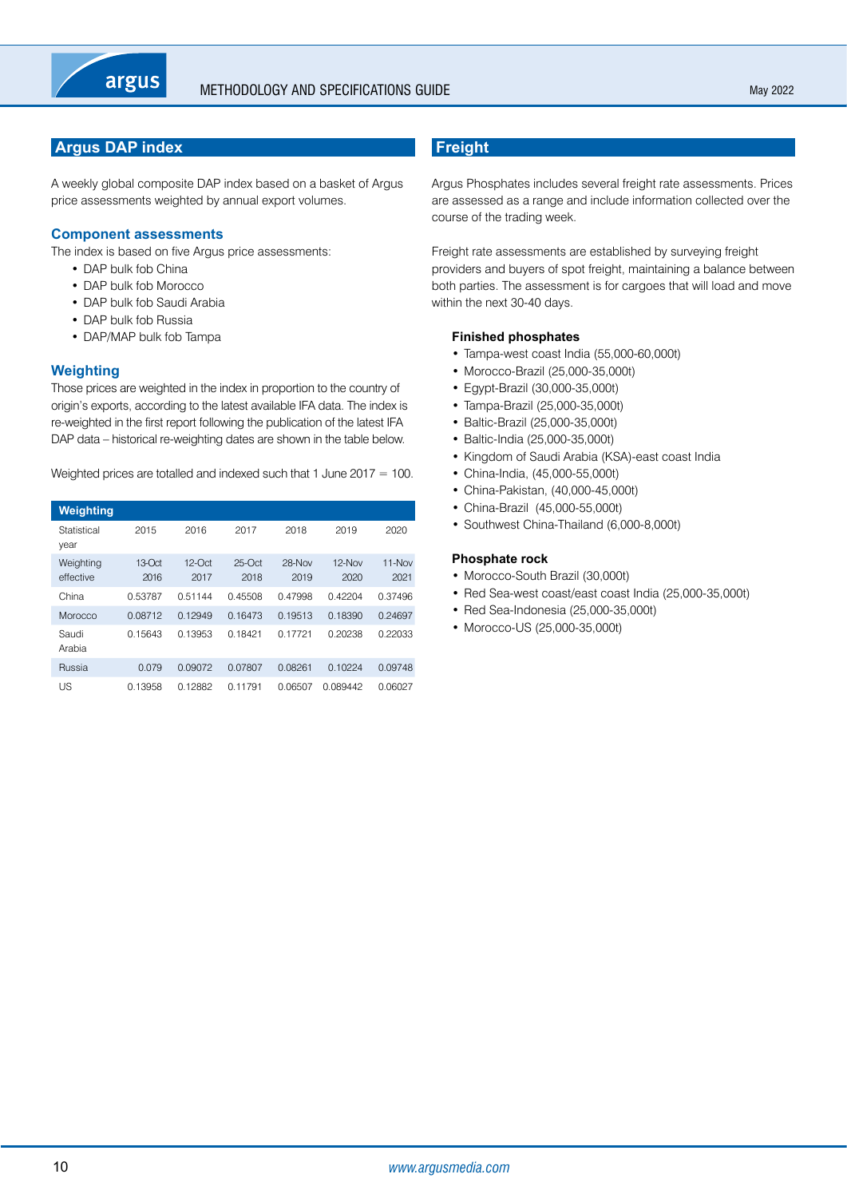## Argus DAP index

A weekly global composite DAP index based on a basket of Argus price assessments weighted by annual export volumes.

### Component assessments

The index is based on five Argus price assessments:

- DAP bulk fob China
- DAP bulk fob Morocco
- DAP bulk fob Saudi Arabia
- DAP bulk fob Russia
- DAP/MAP bulk fob Tampa

### Weighting

Those prices are weighted in the index in proportion to the country of origin's exports, according to the latest available IFA data. The index is re-weighted in the first report following the publication of the latest IFA DAP data – historical re-weighting dates are shown in the table below.

Weighted prices are totalled and indexed such that 1 June 2017 = 100.

| Weighting | | | | | | |
|---|---|---|---|---|---|---|
| Statistical year | 2015 | 2016 | 2017 | 2018 | 2019 | 2020 |
| Weighting effective | 13-Oct 2016 | 12-Oct 2017 | 25-Oct 2018 | 28-Nov 2019 | 12-Nov 2020 | 11-Nov 2021 |
| China | 0.53787 | 0.51144 | 0.45508 | 0.47998 | 0.42204 | 0.37496 |
| Morocco | 0.08712 | 0.12949 | 0.16473 | 0.19513 | 0.18390 | 0.24697 |
| Saudi Arabia | 0.15643 | 0.13953 | 0.18421 | 0.17721 | 0.20238 | 0.22033 |
| Russia | 0.079 | 0.09072 | 0.07807 | 0.08261 | 0.10224 | 0.09748 |
| US | 0.13958 | 0.12882 | 0.11791 | 0.06507 | 0.089442 | 0.06027 |

## Freight

Argus Phosphates includes several freight rate assessments. Prices are assessed as a range and include information collected over the course of the trading week.

Freight rate assessments are established by surveying freight providers and buyers of spot freight, maintaining a balance between both parties. The assessment is for cargoes that will load and move within the next 30-40 days.

**Finished phosphates**

- Tampa-west coast India (55,000-60,000t)
- Morocco-Brazil (25,000-35,000t)
- Egypt-Brazil (30,000-35,000t)
- Tampa-Brazil (25,000-35,000t)
- Baltic-Brazil (25,000-35,000t)
- Baltic-India (25,000-35,000t)
- Kingdom of Saudi Arabia (KSA)-east coast India
- China-India, (45,000-55,000t)
- China-Pakistan, (40,000-45,000t)
- China-Brazil (45,000-55,000t)
- Southwest China-Thailand (6,000-8,000t)

**Phosphate rock**

- Morocco-South Brazil (30,000t)
- Red Sea-west coast/east coast India (25,000-35,000t)
- Red Sea-Indonesia (25,000-35,000t)
- Morocco-US (25,000-35,000t)